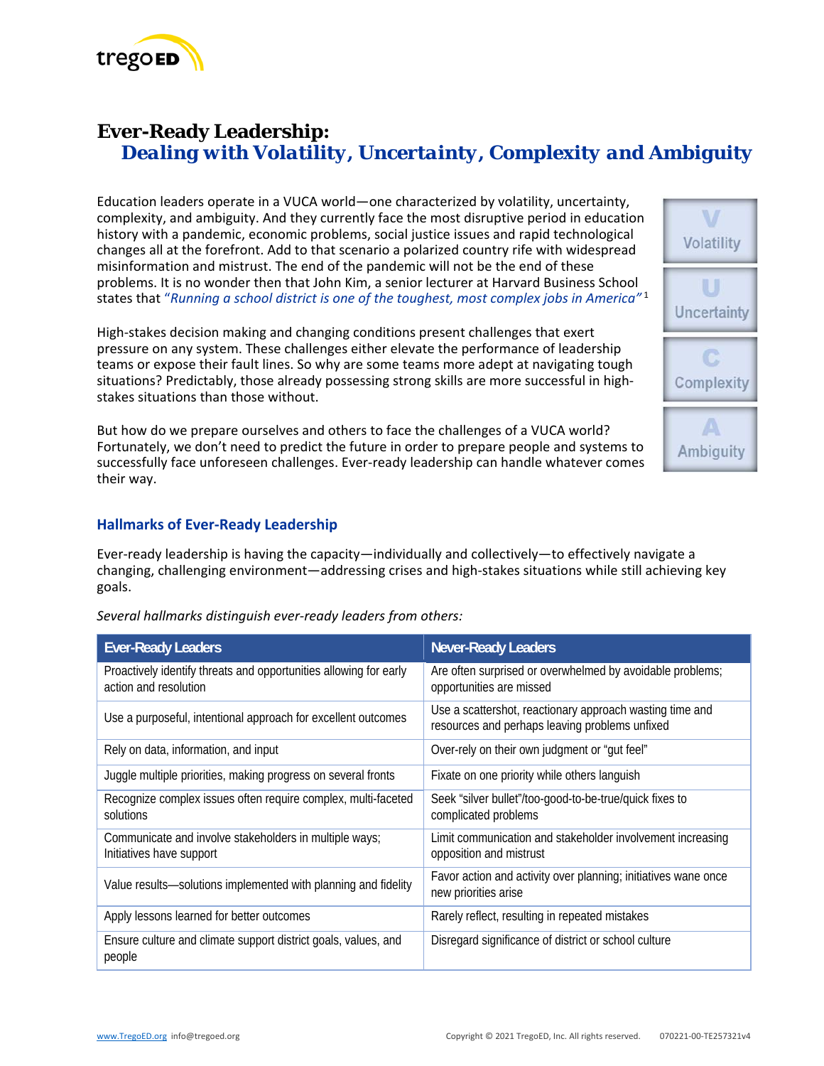# Ever-Ready Leadership:
## *Dealing with Volatility, Uncertainty, Complexity and Ambiguity*

Education leaders operate in a VUCA world—one characterized by volatility, uncertainty, complexity, and ambiguity. And they currently face the most disruptive period in education history with a pandemic, economic problems, social justice issues and rapid technological changes all at the forefront. Add to that scenario a polarized country rife with widespread misinformation and mistrust. The end of the pandemic will not be the end of these problems. It is no wonder then that John Kim, a senior lecturer at Harvard Business School states that *"Running a school district is one of the toughest, most complex jobs in America"*[1]

High-stakes decision making and changing conditions present challenges that exert pressure on any system. These challenges either elevate the performance of leadership teams or expose their fault lines. So why are some teams more adept at navigating tough situations? Predictably, those already possessing strong skills are more successful in high-stakes situations than those without.

But how do we prepare ourselves and others to face the challenges of a VUCA world? Fortunately, we don't need to predict the future in order to prepare people and systems to successfully face unforeseen challenges. Ever-ready leadership can handle whatever comes their way.

V Volatility

U Uncertainty

C Complexity

A Ambiguity

### Hallmarks of Ever-Ready Leadership

Ever-ready leadership is having the capacity—individually and collectively—to effectively navigate a changing, challenging environment—addressing crises and high-stakes situations while still achieving key goals.

*Several hallmarks distinguish ever-ready leaders from others:*

| Ever-Ready Leaders | Never-Ready Leaders |
|---|---|
| Proactively identify threats and opportunities allowing for early action and resolution | Are often surprised or overwhelmed by avoidable problems; opportunities are missed |
| Use a purposeful, intentional approach for excellent outcomes | Use a scattershot, reactionary approach wasting time and resources and perhaps leaving problems unfixed |
| Rely on data, information, and input | Over-rely on their own judgment or "gut feel" |
| Juggle multiple priorities, making progress on several fronts | Fixate on one priority while others languish |
| Recognize complex issues often require complex, multi-faceted solutions | Seek "silver bullet"/too-good-to-be-true/quick fixes to complicated problems |
| Communicate and involve stakeholders in multiple ways; Initiatives have support | Limit communication and stakeholder involvement increasing opposition and mistrust |
| Value results—solutions implemented with planning and fidelity | Favor action and activity over planning; initiatives wane once new priorities arise |
| Apply lessons learned for better outcomes | Rarely reflect, resulting in repeated mistakes |
| Ensure culture and climate support district goals, values, and people | Disregard significance of district or school culture |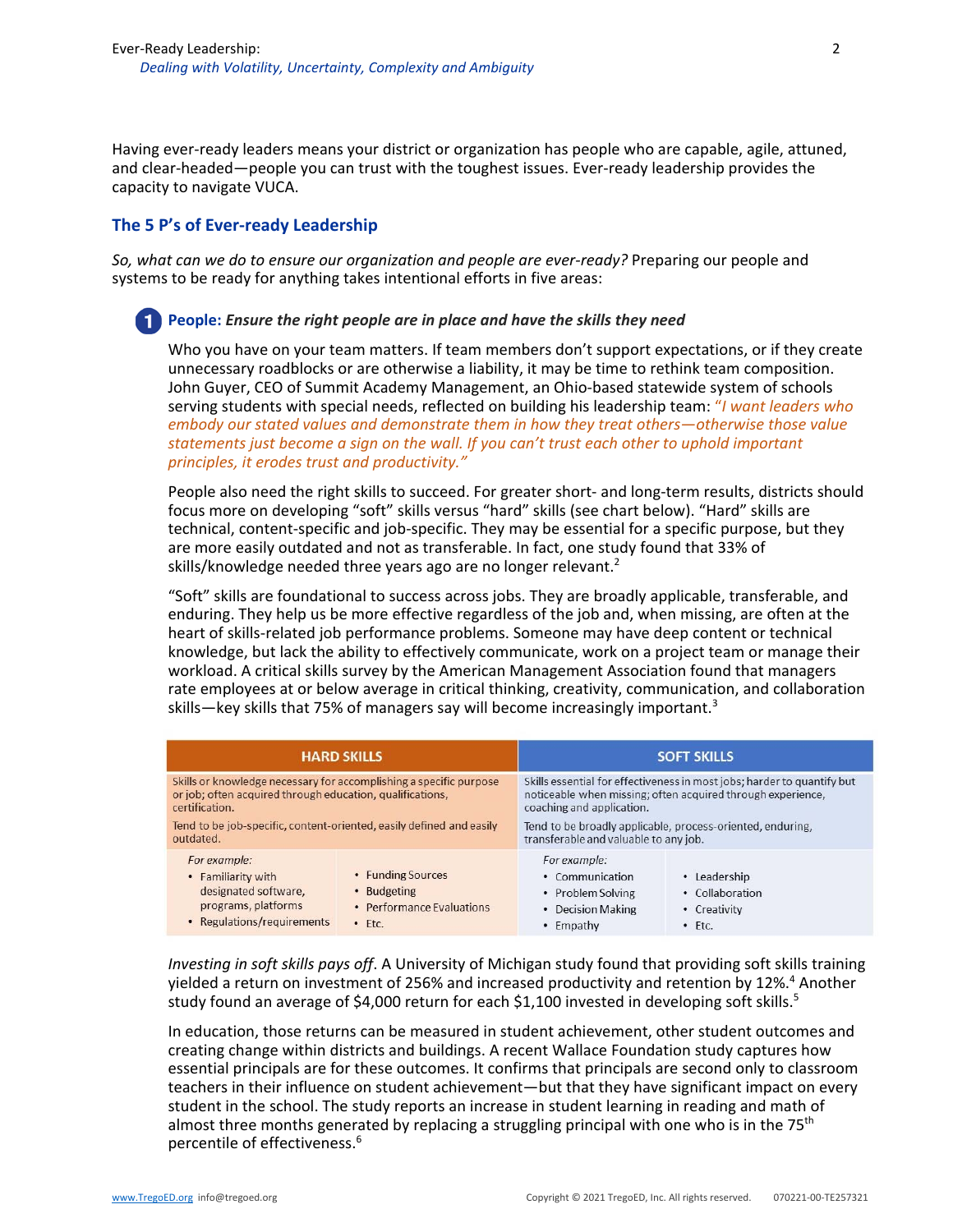Having ever-ready leaders means your district or organization has people who are capable, agile, attuned, and clear-headed—people you can trust with the toughest issues. Ever-ready leadership provides the capacity to navigate VUCA.

## The 5 P's of Ever-ready Leadership

*So, what can we do to ensure our organization and people are ever-ready?* Preparing our people and systems to be ready for anything takes intentional efforts in five areas:

### 1 People: *Ensure the right people are in place and have the skills they need*

Who you have on your team matters. If team members don't support expectations, or if they create unnecessary roadblocks or are otherwise a liability, it may be time to rethink team composition. John Guyer, CEO of Summit Academy Management, an Ohio-based statewide system of schools serving students with special needs, reflected on building his leadership team: *"I want leaders who embody our stated values and demonstrate them in how they treat others—otherwise those value statements just become a sign on the wall. If you can't trust each other to uphold important principles, it erodes trust and productivity."*

People also need the right skills to succeed. For greater short- and long-term results, districts should focus more on developing "soft" skills versus "hard" skills (see chart below). "Hard" skills are technical, content-specific and job-specific. They may be essential for a specific purpose, but they are more easily outdated and not as transferable. In fact, one study found that 33% of skills/knowledge needed three years ago are no longer relevant.[2]

"Soft" skills are foundational to success across jobs. They are broadly applicable, transferable, and enduring. They help us be more effective regardless of the job and, when missing, are often at the heart of skills-related job performance problems. Someone may have deep content or technical knowledge, but lack the ability to effectively communicate, work on a project team or manage their workload. A critical skills survey by the American Management Association found that managers rate employees at or below average in critical thinking, creativity, communication, and collaboration skills—key skills that 75% of managers say will become increasingly important.[3]

| HARD SKILLS | SOFT SKILLS |
|---|---|
| Skills or knowledge necessary for accomplishing a specific purpose or job; often acquired through education, qualifications, certification.<br><br>Tend to be job-specific, content-oriented, easily defined and easily outdated. | Skills essential for effectiveness in most jobs; harder to quantify but noticeable when missing; often acquired through experience, coaching and application.<br><br>Tend to be broadly applicable, process-oriented, enduring, transferable and valuable to any job. |
| *For example:*<br>• Familiarity with designated software, programs, platforms<br>• Regulations/requirements<br>• Funding Sources<br>• Budgeting<br>• Performance Evaluations<br>• Etc. | *For example:*<br>• Communication<br>• Problem Solving<br>• Decision Making<br>• Empathy<br>• Leadership<br>• Collaboration<br>• Creativity<br>• Etc. |

*Investing in soft skills pays off*. A University of Michigan study found that providing soft skills training yielded a return on investment of 256% and increased productivity and retention by 12%.[4] Another study found an average of $4,000 return for each $1,100 invested in developing soft skills.[5]

In education, those returns can be measured in student achievement, other student outcomes and creating change within districts and buildings. A recent Wallace Foundation study captures how essential principals are for these outcomes. It confirms that principals are second only to classroom teachers in their influence on student achievement—but that they have significant impact on every student in the school. The study reports an increase in student learning in reading and math of almost three months generated by replacing a struggling principal with one who is in the 75th percentile of effectiveness.[6]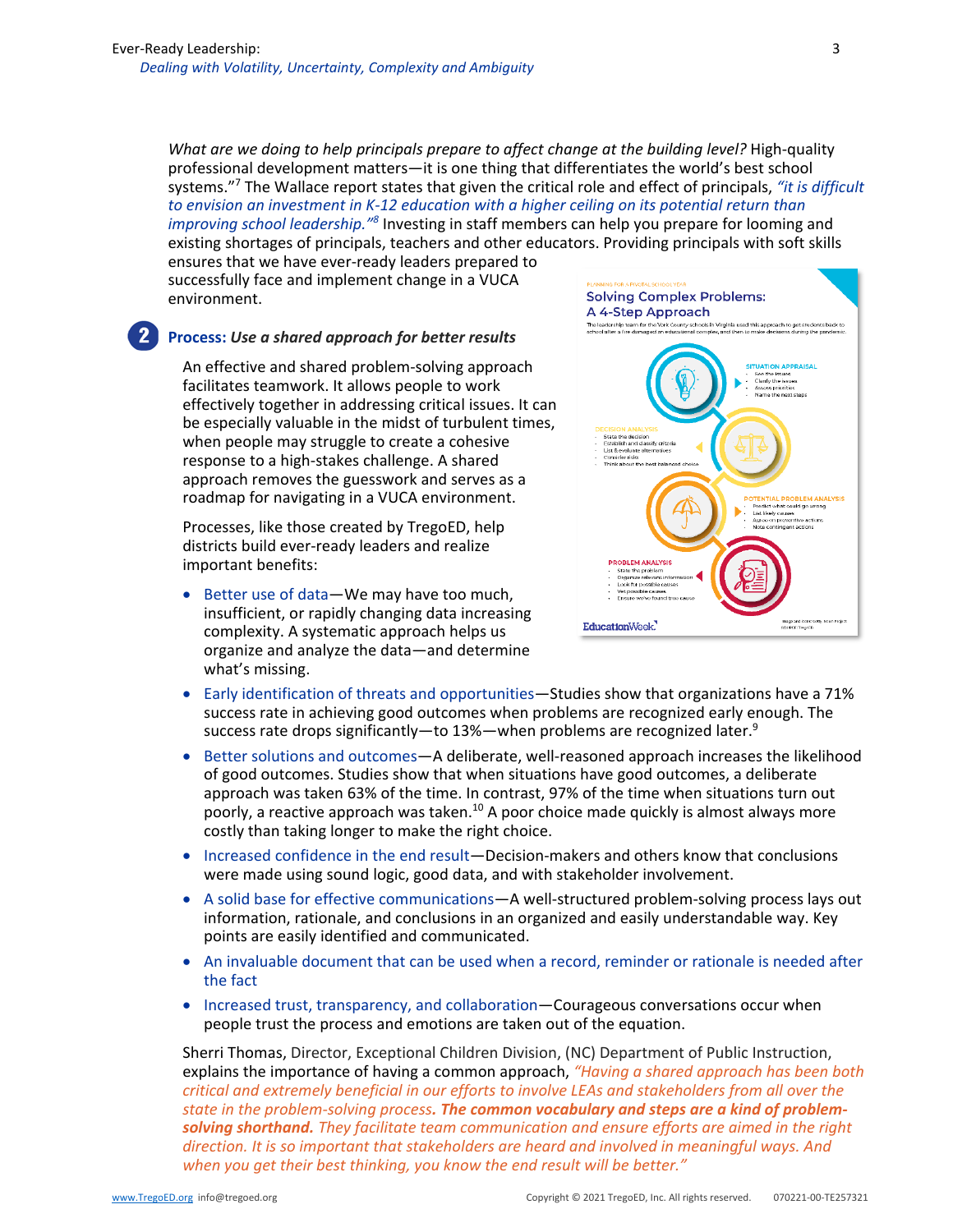*What are we doing to help principals prepare to affect change at the building level?* High-quality professional development matters—it is one thing that differentiates the world's best school systems."[7] The Wallace report states that given the critical role and effect of principals, *"it is difficult to envision an investment in K-12 education with a higher ceiling on its potential return than improving school leadership."*[8] Investing in staff members can help you prepare for looming and existing shortages of principals, teachers and other educators. Providing principals with soft skills ensures that we have ever-ready leaders prepared to successfully face and implement change in a VUCA environment.

## 2 Process: *Use a shared approach for better results*

An effective and shared problem-solving approach facilitates teamwork. It allows people to work effectively together in addressing critical issues. It can be especially valuable in the midst of turbulent times, when people may struggle to create a cohesive response to a high-stakes challenge. A shared approach removes the guesswork and serves as a roadmap for navigating in a VUCA environment.

Processes, like those created by TregoED, help districts build ever-ready leaders and realize important benefits:

- Better use of data—We may have too much, insufficient, or rapidly changing data increasing complexity. A systematic approach helps us organize and analyze the data—and determine what's missing.
- Early identification of threats and opportunities—Studies show that organizations have a 71% success rate in achieving good outcomes when problems are recognized early enough. The success rate drops significantly—to 13%—when problems are recognized later.[9]
- Better solutions and outcomes—A deliberate, well-reasoned approach increases the likelihood of good outcomes. Studies show that when situations have good outcomes, a deliberate approach was taken 63% of the time. In contrast, 97% of the time when situations turn out poorly, a reactive approach was taken.[10] A poor choice made quickly is almost always more costly than taking longer to make the right choice.
- Increased confidence in the end result—Decision-makers and others know that conclusions were made using sound logic, good data, and with stakeholder involvement.
- A solid base for effective communications—A well-structured problem-solving process lays out information, rationale, and conclusions in an organized and easily understandable way. Key points are easily identified and communicated.
- An invaluable document that can be used when a record, reminder or rationale is needed after the fact
- Increased trust, transparency, and collaboration—Courageous conversations occur when people trust the process and emotions are taken out of the equation.

Sherri Thomas, Director, Exceptional Children Division, (NC) Department of Public Instruction, explains the importance of having a common approach, *"Having a shared approach has been both critical and extremely beneficial in our efforts to involve LEAs and stakeholders from all over the state in the problem-solving process. **The common vocabulary and steps are a kind of problem-solving shorthand.** They facilitate team communication and ensure efforts are aimed in the right direction. It is so important that stakeholders are heard and involved in meaningful ways. And when you get their best thinking, you know the end result will be better."*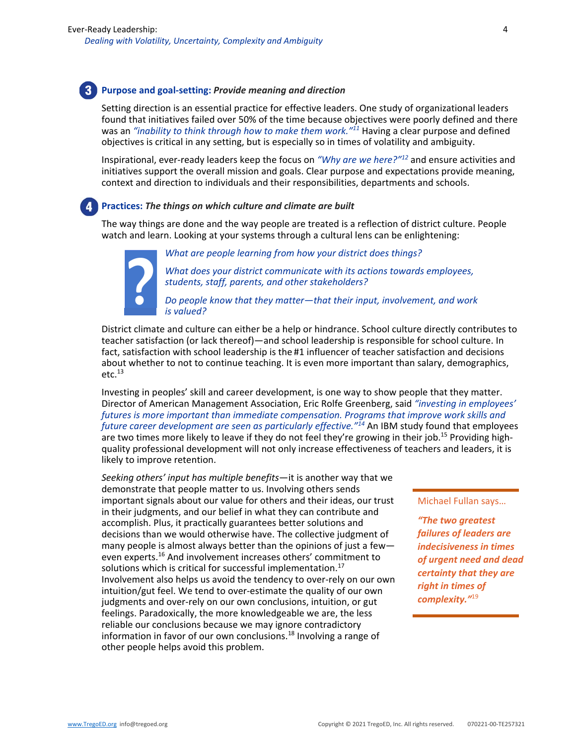## 3 Purpose and goal-setting: *Provide meaning and direction*

Setting direction is an essential practice for effective leaders. One study of organizational leaders found that initiatives failed over 50% of the time because objectives were poorly defined and there was an *"inability to think through how to make them work."*[11] Having a clear purpose and defined objectives is critical in any setting, but is especially so in times of volatility and ambiguity.

Inspirational, ever-ready leaders keep the focus on *"Why are we here?"*[12] and ensure activities and initiatives support the overall mission and goals. Clear purpose and expectations provide meaning, context and direction to individuals and their responsibilities, departments and schools.

## 4 Practices: *The things on which culture and climate are built*

The way things are done and the way people are treated is a reflection of district culture. People watch and learn. Looking at your systems through a cultural lens can be enlightening:

*What are people learning from how your district does things?*

*What does your district communicate with its actions towards employees, students, staff, parents, and other stakeholders?*

*Do people know that they matter—that their input, involvement, and work is valued?*

District climate and culture can either be a help or hindrance. School culture directly contributes to teacher satisfaction (or lack thereof)—and school leadership is responsible for school culture. In fact, satisfaction with school leadership is the #1 influencer of teacher satisfaction and decisions about whether to not to continue teaching. It is even more important than salary, demographics, etc.[13]

Investing in peoples' skill and career development, is one way to show people that they matter. Director of American Management Association, Eric Rolfe Greenberg, said *"investing in employees' futures is more important than immediate compensation. Programs that improve work skills and future career development are seen as particularly effective."*[14] An IBM study found that employees are two times more likely to leave if they do not feel they're growing in their job.[15] Providing high-quality professional development will not only increase effectiveness of teachers and leaders, it is likely to improve retention.

*Seeking others' input has multiple benefits*—it is another way that we demonstrate that people matter to us. Involving others sends important signals about our value for others and their ideas, our trust in their judgments, and our belief in what they can contribute and accomplish. Plus, it practically guarantees better solutions and decisions than we would otherwise have. The collective judgment of many people is almost always better than the opinions of just a few—even experts.[16] And involvement increases others' commitment to solutions which is critical for successful implementation.[17] Involvement also helps us avoid the tendency to over-rely on our own intuition/gut feel. We tend to over-estimate the quality of our own judgments and over-rely on our own conclusions, intuition, or gut feelings. Paradoxically, the more knowledgeable we are, the less reliable our conclusions because we may ignore contradictory information in favor of our own conclusions.[18] Involving a range of other people helps avoid this problem.

> Michael Fullan says…
>
> ***"The two greatest failures of leaders are indecisiveness in times of urgent need and dead certainty that they are right in times of complexity."***[19]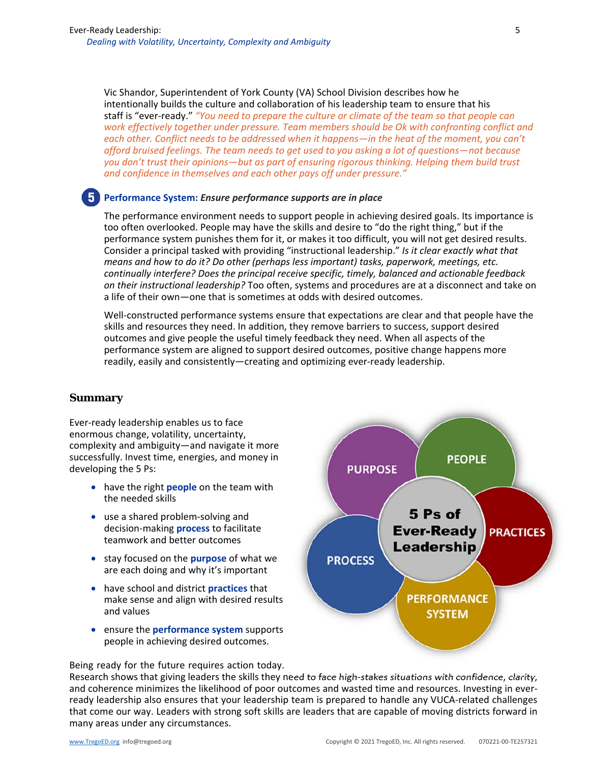Vic Shandor, Superintendent of York County (VA) School Division describes how he intentionally builds the culture and collaboration of his leadership team to ensure that his staff is "ever-ready." *"You need to prepare the culture or climate of the team so that people can work effectively together under pressure. Team members should be Ok with confronting conflict and each other. Conflict needs to be addressed when it happens—in the heat of the moment, you can't afford bruised feelings. The team needs to get used to you asking a lot of questions—not because you don't trust their opinions—but as part of ensuring rigorous thinking. Helping them build trust and confidence in themselves and each other pays off under pressure."*

### 5 Performance System: *Ensure performance supports are in place*

The performance environment needs to support people in achieving desired goals. Its importance is too often overlooked. People may have the skills and desire to "do the right thing," but if the performance system punishes them for it, or makes it too difficult, you will not get desired results. Consider a principal tasked with providing "instructional leadership." *Is it clear exactly what that means and how to do it? Do other (perhaps less important) tasks, paperwork, meetings, etc. continually interfere? Does the principal receive specific, timely, balanced and actionable feedback on their instructional leadership?* Too often, systems and procedures are at a disconnect and take on a life of their own—one that is sometimes at odds with desired outcomes.

Well-constructed performance systems ensure that expectations are clear and that people have the skills and resources they need. In addition, they remove barriers to success, support desired outcomes and give people the useful timely feedback they need. When all aspects of the performance system are aligned to support desired outcomes, positive change happens more readily, easily and consistently—creating and optimizing ever-ready leadership.

## Summary

Ever-ready leadership enables us to face enormous change, volatility, uncertainty, complexity and ambiguity—and navigate it more successfully. Invest time, energies, and money in developing the 5 Ps:

- have the right **people** on the team with the needed skills
- use a shared problem-solving and decision-making **process** to facilitate teamwork and better outcomes
- stay focused on the **purpose** of what we are each doing and why it's important
- have school and district **practices** that make sense and align with desired results and values
- ensure the **performance system** supports people in achieving desired outcomes.

PURPOSE · PEOPLE · PRACTICES · PERFORMANCE SYSTEM · PROCESS — **5 Ps of Ever-Ready Leadership**

Being ready for the future requires action today.
Research shows that giving leaders the skills they need to face high-stakes situations with confidence, clarity, and coherence minimizes the likelihood of poor outcomes and wasted time and resources. Investing in ever-ready leadership also ensures that your leadership team is prepared to handle any VUCA-related challenges that come our way. Leaders with strong soft skills are leaders that are capable of moving districts forward in many areas under any circumstances.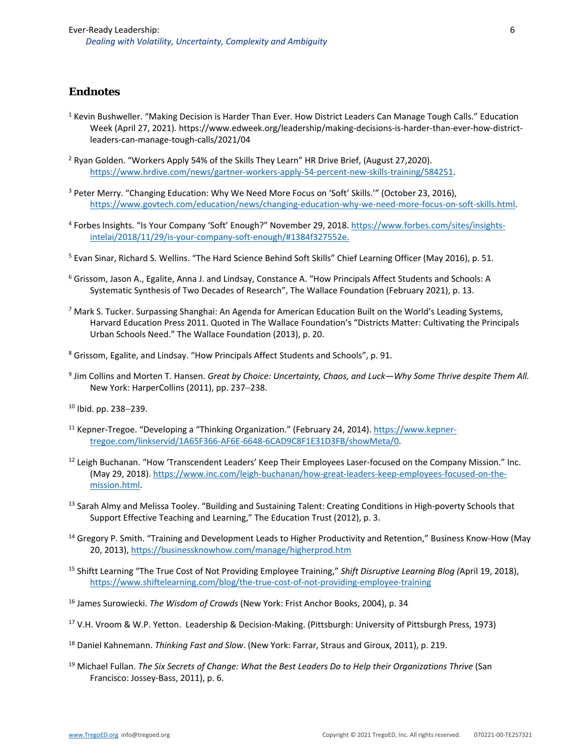## Endnotes

[1] Kevin Bushweller. "Making Decision is Harder Than Ever. How District Leaders Can Manage Tough Calls." Education Week (April 27, 2021). https://www.edweek.org/leadership/making-decisions-is-harder-than-ever-how-district-leaders-can-manage-tough-calls/2021/04

[2] Ryan Golden. "Workers Apply 54% of the Skills They Learn" HR Drive Brief, (August 27,2020). https://www.hrdive.com/news/gartner-workers-apply-54-percent-new-skills-training/584251.

[3] Peter Merry. "Changing Education: Why We Need More Focus on 'Soft' Skills.'" (October 23, 2016), https://www.govtech.com/education/news/changing-education-why-we-need-more-focus-on-soft-skills.html.

[4] Forbes Insights. "Is Your Company 'Soft' Enough?" November 29, 2018. https://www.forbes.com/sites/insights-intelai/2018/11/29/is-your-company-soft-enough/#1384f327552e.

[5] Evan Sinar, Richard S. Wellins. "The Hard Science Behind Soft Skills" Chief Learning Officer (May 2016), p. 51.

[6] Grissom, Jason A., Egalite, Anna J. and Lindsay, Constance A. "How Principals Affect Students and Schools: A Systematic Synthesis of Two Decades of Research", The Wallace Foundation (February 2021), p. 13.

[7] Mark S. Tucker. Surpassing Shanghai: An Agenda for American Education Built on the World's Leading Systems, Harvard Education Press 2011. Quoted in The Wallace Foundation's "Districts Matter: Cultivating the Principals Urban Schools Need." The Wallace Foundation (2013), p. 20.

[8] Grissom, Egalite, and Lindsay. "How Principals Affect Students and Schools", p. 91.

[9] Jim Collins and Morten T. Hansen. *Great by Choice: Uncertainty, Chaos, and Luck—Why Some Thrive despite Them All.* New York: HarperCollins (2011), pp. 237–238.

[10] Ibid. pp. 238–239.

[11] Kepner-Tregoe. "Developing a "Thinking Organization." (February 24, 2014). https://www.kepner-tregoe.com/linkservid/1A65F366-AF6E-6648-6CAD9C8F1E31D3FB/showMeta/0.

[12] Leigh Buchanan. "How 'Transcendent Leaders' Keep Their Employees Laser-focused on the Company Mission." Inc. (May 29, 2018). https://www.inc.com/leigh-buchanan/how-great-leaders-keep-employees-focused-on-the-mission.html.

[13] Sarah Almy and Melissa Tooley. "Building and Sustaining Talent: Creating Conditions in High-poverty Schools that Support Effective Teaching and Learning," The Education Trust (2012), p. 3.

[14] Gregory P. Smith. "Training and Development Leads to Higher Productivity and Retention," Business Know-How (May 20, 2013), https://businessknowhow.com/manage/higherprod.htm

[15] Shiftt Learning "The True Cost of Not Providing Employee Training," *Shift Disruptive Learning Blog (*April 19, 2018), https://www.shiftelearning.com/blog/the-true-cost-of-not-providing-employee-training

[16] James Surowiecki. *The Wisdom of Crowds* (New York: Frist Anchor Books, 2004), p. 34

[17] V.H. Vroom & W.P. Yetton. Leadership & Decision-Making. (Pittsburgh: University of Pittsburgh Press, 1973)

[18] Daniel Kahnemann. *Thinking Fast and Slow*. (New York: Farrar, Straus and Giroux, 2011), p. 219.

[19] Michael Fullan. *The Six Secrets of Change: What the Best Leaders Do to Help their Organizations Thrive* (San Francisco: Jossey-Bass, 2011), p. 6.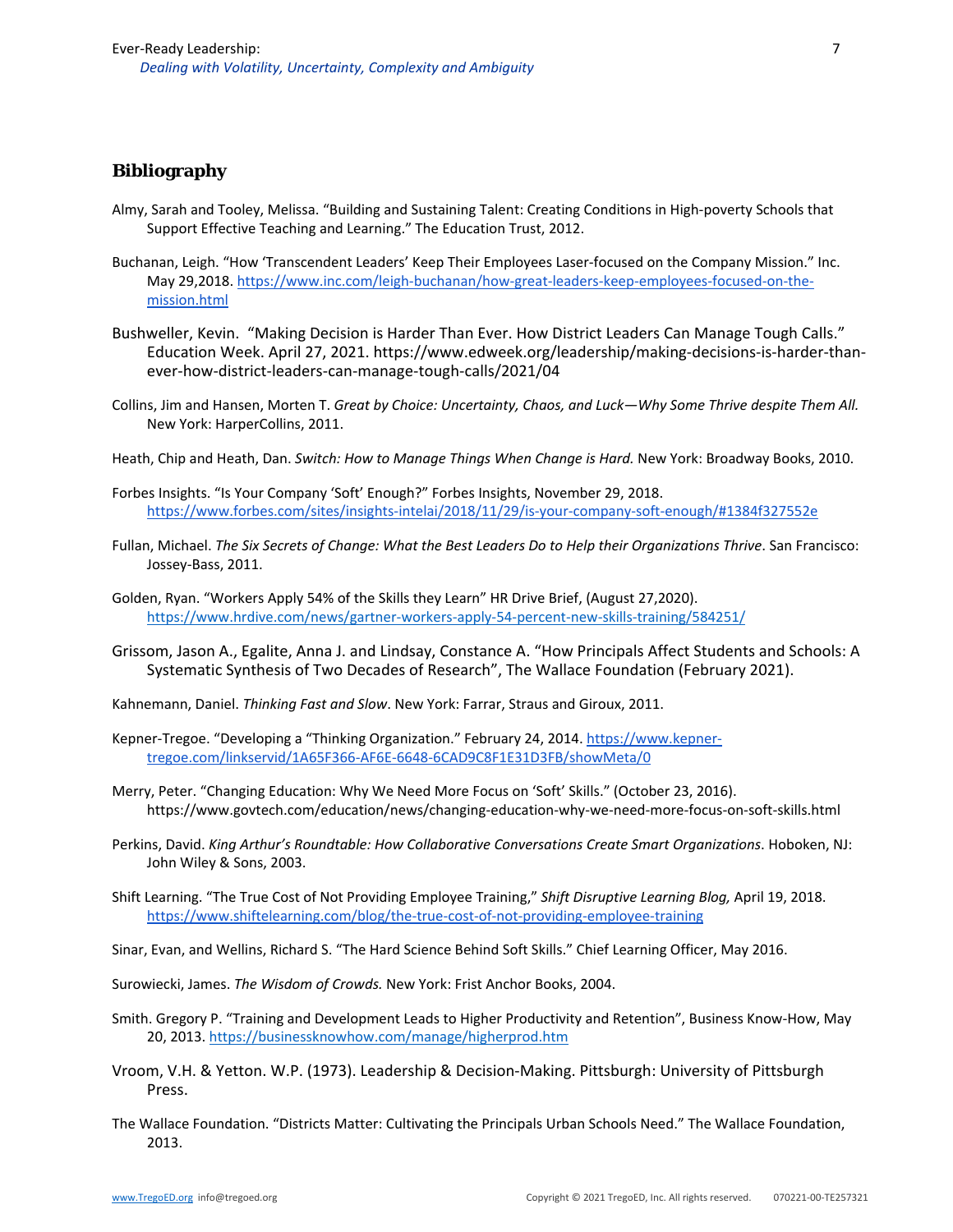## Bibliography

Almy, Sarah and Tooley, Melissa. "Building and Sustaining Talent: Creating Conditions in High-poverty Schools that Support Effective Teaching and Learning." The Education Trust, 2012.

Buchanan, Leigh. "How 'Transcendent Leaders' Keep Their Employees Laser-focused on the Company Mission." Inc. May 29,2018. https://www.inc.com/leigh-buchanan/how-great-leaders-keep-employees-focused-on-the-mission.html

Bushweller, Kevin. "Making Decision is Harder Than Ever. How District Leaders Can Manage Tough Calls." Education Week. April 27, 2021. https://www.edweek.org/leadership/making-decisions-is-harder-than-ever-how-district-leaders-can-manage-tough-calls/2021/04

Collins, Jim and Hansen, Morten T. *Great by Choice: Uncertainty, Chaos, and Luck—Why Some Thrive despite Them All*. New York: HarperCollins, 2011.

Heath, Chip and Heath, Dan. *Switch: How to Manage Things When Change is Hard.* New York: Broadway Books, 2010.

Forbes Insights. "Is Your Company 'Soft' Enough?" Forbes Insights, November 29, 2018. https://www.forbes.com/sites/insights-intelai/2018/11/29/is-your-company-soft-enough/#1384f327552e

Fullan, Michael. *The Six Secrets of Change: What the Best Leaders Do to Help their Organizations Thrive*. San Francisco: Jossey-Bass, 2011.

Golden, Ryan. "Workers Apply 54% of the Skills they Learn" HR Drive Brief, (August 27,2020). https://www.hrdive.com/news/gartner-workers-apply-54-percent-new-skills-training/584251/

Grissom, Jason A., Egalite, Anna J. and Lindsay, Constance A. "How Principals Affect Students and Schools: A Systematic Synthesis of Two Decades of Research", The Wallace Foundation (February 2021).

Kahnemann, Daniel. *Thinking Fast and Slow*. New York: Farrar, Straus and Giroux, 2011.

Kepner-Tregoe. "Developing a "Thinking Organization." February 24, 2014. https://www.kepner-tregoe.com/linkservid/1A65F366-AF6E-6648-6CAD9C8F1E31D3FB/showMeta/0

Merry, Peter. "Changing Education: Why We Need More Focus on 'Soft' Skills." (October 23, 2016). https://www.govtech.com/education/news/changing-education-why-we-need-more-focus-on-soft-skills.html

Perkins, David. *King Arthur's Roundtable: How Collaborative Conversations Create Smart Organizations*. Hoboken, NJ: John Wiley & Sons, 2003.

Shift Learning. "The True Cost of Not Providing Employee Training," *Shift Disruptive Learning Blog,* April 19, 2018. https://www.shiftelearning.com/blog/the-true-cost-of-not-providing-employee-training

Sinar, Evan, and Wellins, Richard S. "The Hard Science Behind Soft Skills." Chief Learning Officer, May 2016.

Surowiecki, James. *The Wisdom of Crowds.* New York: Frist Anchor Books, 2004.

Smith. Gregory P. "Training and Development Leads to Higher Productivity and Retention", Business Know-How, May 20, 2013. https://businessknowhow.com/manage/higherprod.htm

Vroom, V.H. & Yetton. W.P. (1973). Leadership & Decision-Making. Pittsburgh: University of Pittsburgh Press.

The Wallace Foundation. "Districts Matter: Cultivating the Principals Urban Schools Need." The Wallace Foundation, 2013.